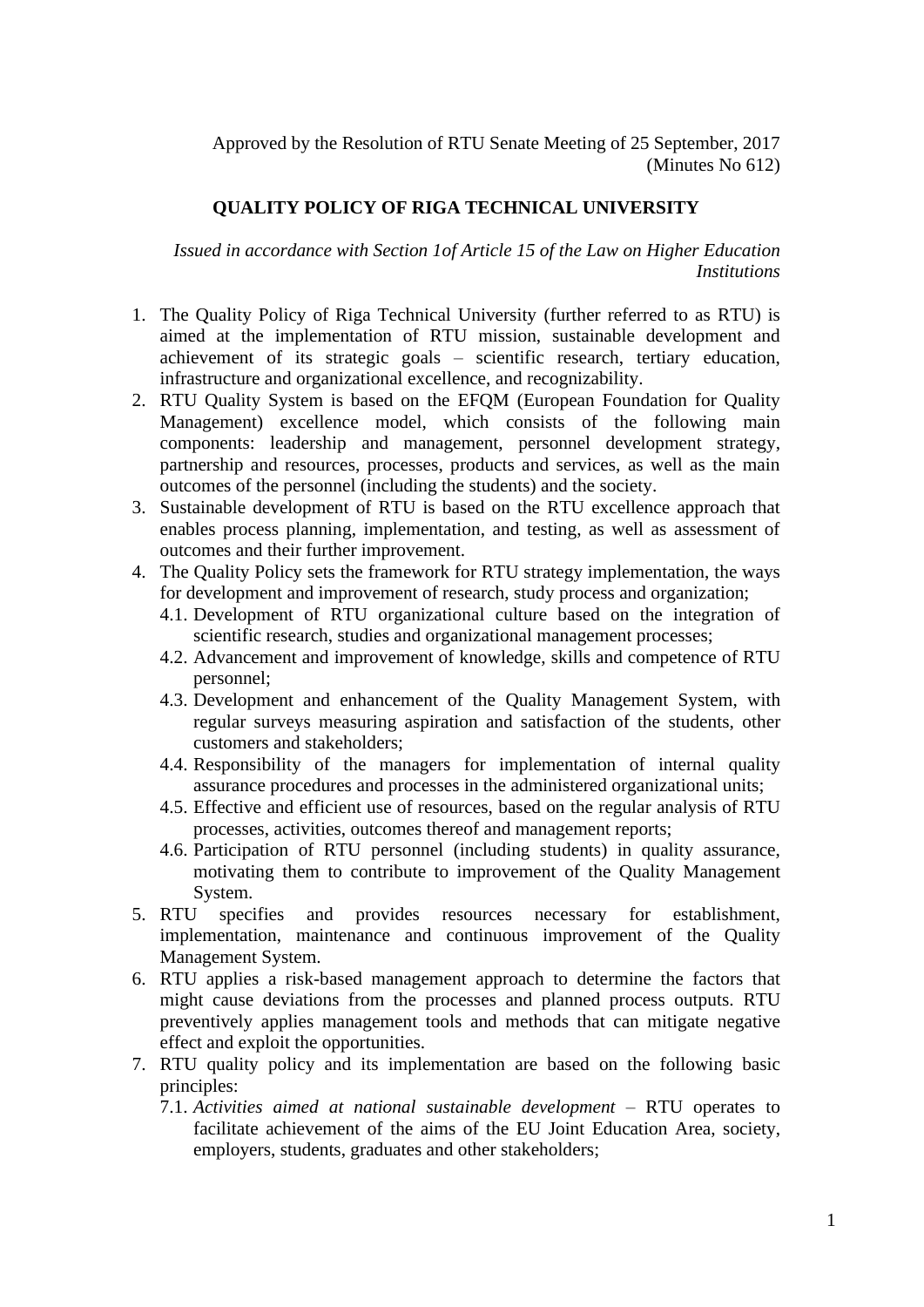Approved by the Resolution of RTU Senate Meeting of 25 September, 2017
(Minutes No 612)

## QUALITY POLICY OF RIGA TECHNICAL UNIVERSITY

*Issued in accordance with Section 1of Article 15 of the Law on Higher Education Institutions*

1. The Quality Policy of Riga Technical University (further referred to as RTU) is aimed at the implementation of RTU mission, sustainable development and achievement of its strategic goals – scientific research, tertiary education, infrastructure and organizational excellence, and recognizability.
2. RTU Quality System is based on the EFQM (European Foundation for Quality Management) excellence model, which consists of the following main components: leadership and management, personnel development strategy, partnership and resources, processes, products and services, as well as the main outcomes of the personnel (including the students) and the society.
3. Sustainable development of RTU is based on the RTU excellence approach that enables process planning, implementation, and testing, as well as assessment of outcomes and their further improvement.
4. The Quality Policy sets the framework for RTU strategy implementation, the ways for development and improvement of research, study process and organization;
   - 4.1. Development of RTU organizational culture based on the integration of scientific research, studies and organizational management processes;
   - 4.2. Advancement and improvement of knowledge, skills and competence of RTU personnel;
   - 4.3. Development and enhancement of the Quality Management System, with regular surveys measuring aspiration and satisfaction of the students, other customers and stakeholders;
   - 4.4. Responsibility of the managers for implementation of internal quality assurance procedures and processes in the administered organizational units;
   - 4.5. Effective and efficient use of resources, based on the regular analysis of RTU processes, activities, outcomes thereof and management reports;
   - 4.6. Participation of RTU personnel (including students) in quality assurance, motivating them to contribute to improvement of the Quality Management System.
5. RTU specifies and provides resources necessary for establishment, implementation, maintenance and continuous improvement of the Quality Management System.
6. RTU applies a risk-based management approach to determine the factors that might cause deviations from the processes and planned process outputs. RTU preventively applies management tools and methods that can mitigate negative effect and exploit the opportunities.
7. RTU quality policy and its implementation are based on the following basic principles:
   - 7.1. *Activities aimed at national sustainable development* – RTU operates to facilitate achievement of the aims of the EU Joint Education Area, society, employers, students, graduates and other stakeholders;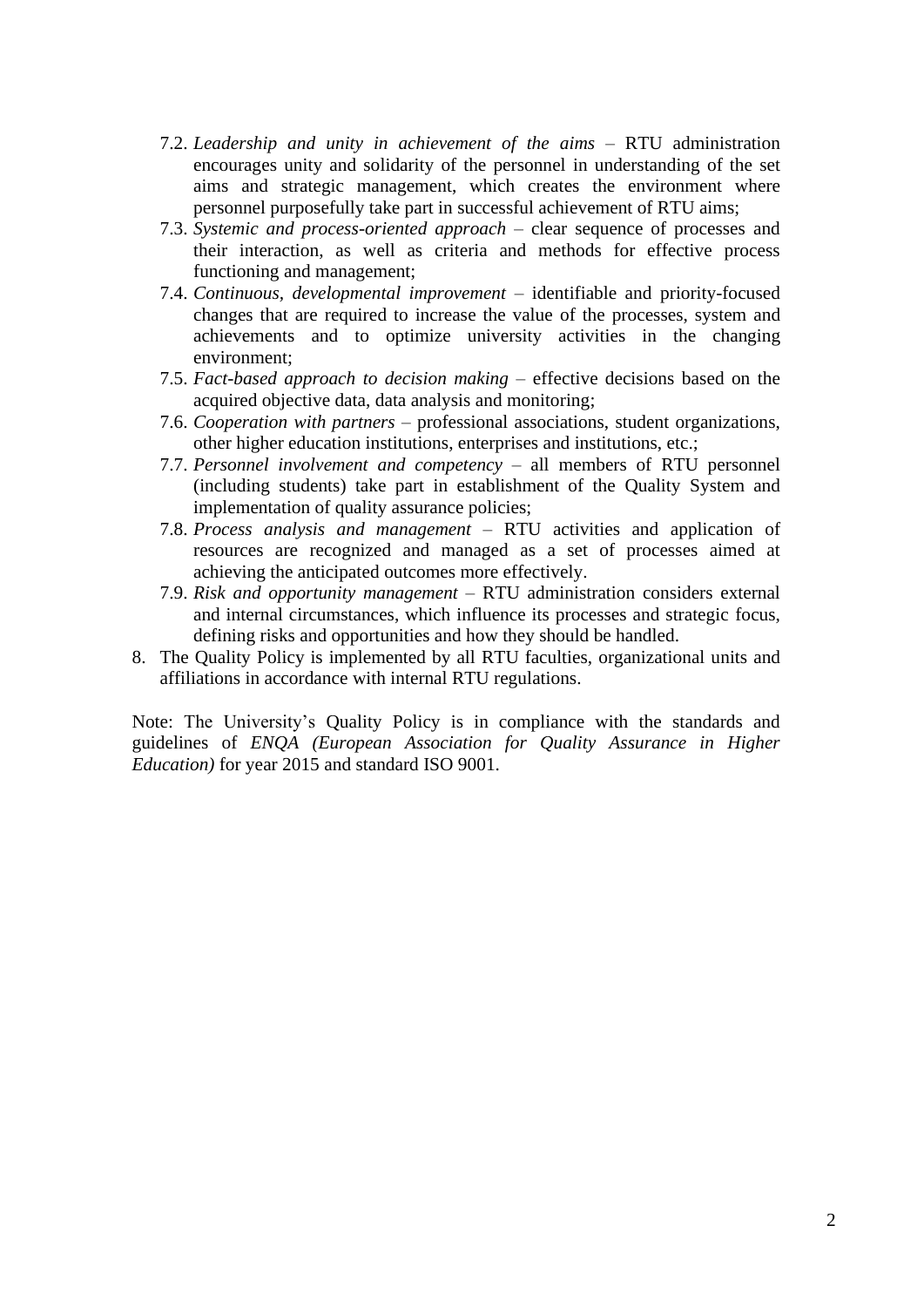7.2. *Leadership and unity in achievement of the aims* – RTU administration encourages unity and solidarity of the personnel in understanding of the set aims and strategic management, which creates the environment where personnel purposefully take part in successful achievement of RTU aims;

7.3. *Systemic and process-oriented approach* – clear sequence of processes and their interaction, as well as criteria and methods for effective process functioning and management;

7.4. *Continuous, developmental improvement* – identifiable and priority-focused changes that are required to increase the value of the processes, system and achievements and to optimize university activities in the changing environment;

7.5. *Fact-based approach to decision making* – effective decisions based on the acquired objective data, data analysis and monitoring;

7.6. *Cooperation with partners* – professional associations, student organizations, other higher education institutions, enterprises and institutions, etc.;

7.7. *Personnel involvement and competency* – all members of RTU personnel (including students) take part in establishment of the Quality System and implementation of quality assurance policies;

7.8. *Process analysis and management* – RTU activities and application of resources are recognized and managed as a set of processes aimed at achieving the anticipated outcomes more effectively.

7.9. *Risk and opportunity management* – RTU administration considers external and internal circumstances, which influence its processes and strategic focus, defining risks and opportunities and how they should be handled.

8. The Quality Policy is implemented by all RTU faculties, organizational units and affiliations in accordance with internal RTU regulations.

Note: The University's Quality Policy is in compliance with the standards and guidelines of *ENQA (European Association for Quality Assurance in Higher Education)* for year 2015 and standard ISO 9001.